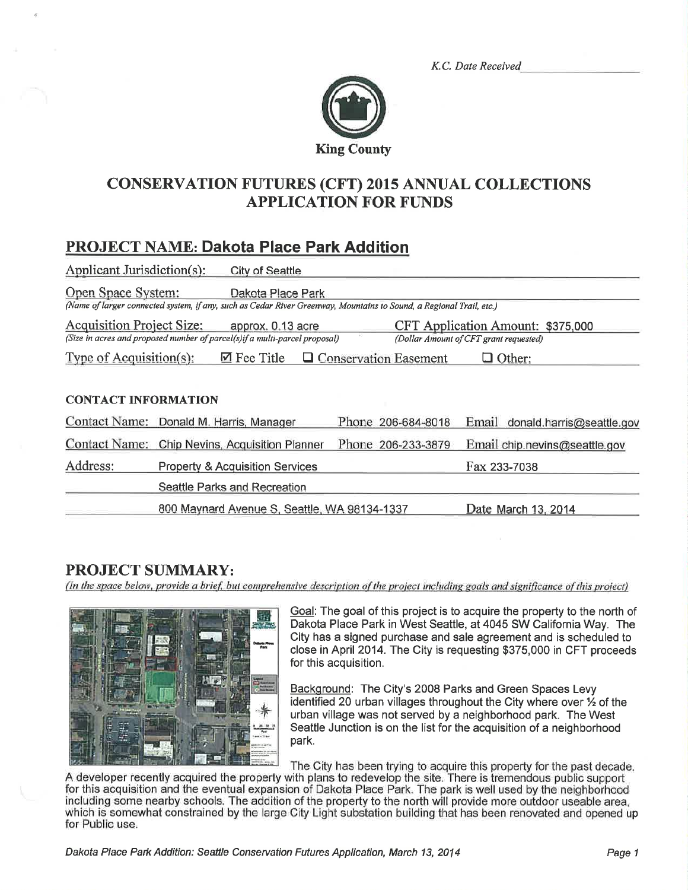*K.C. Date Received* ____________

King County

# CONSERVATION FUTURES (CFT) 2015 ANNUAL COLLECTIONS APPLICATION FOR FUNDS

## PROJECT NAME: Dakota Place Park Addition

**Applicant Jurisdiction(s):** City of Seattle

**Open Space System:** Dakota Place Park
*(Name of larger connected system, if any, such as Cedar River Greenway, Mountains to Sound, a Regional Trail, etc.)*

**Acquisition Project Size:** approx. 0.13 acre
*(Size in acres and proposed number of parcel(s) if a multi-parcel proposal)*

**CFT Application Amount:** $375,000
*(Dollar Amount of CFT grant requested)*

**Type of Acquisition(s):** ☑ Fee Title ☐ Conservation Easement ☐ Other:

### CONTACT INFORMATION

| | | | |
|---|---|---|---|
| Contact Name: | Donald M. Harris, Manager | Phone 206-684-8018 | Email donald.harris@seattle.gov |
| Contact Name: | Chip Nevins, Acquisition Planner | Phone 206-233-3879 | Email chip.nevins@seattle.gov |
| Address: | Property & Acquisition Services | | Fax 233-7038 |
| | Seattle Parks and Recreation | | |
| | 800 Maynard Avenue S, Seattle, WA 98134-1337 | | Date March 13, 2014 |

## PROJECT SUMMARY:

*(In the space below, provide a brief, but comprehensive description of the project including goals and significance of this project)*

Goal: The goal of this project is to acquire the property to the north of Dakota Place Park in West Seattle, at 4045 SW California Way. The City has a signed purchase and sale agreement and is scheduled to close in April 2014. The City is requesting $375,000 in CFT proceeds for this acquisition.

Background: The City's 2008 Parks and Green Spaces Levy identified 20 urban villages throughout the City where over ½ of the urban village was not served by a neighborhood park. The West Seattle Junction is on the list for the acquisition of a neighborhood park.

The City has been trying to acquire this property for the past decade. A developer recently acquired the property with plans to redevelop the site. There is tremendous public support for this acquisition and the eventual expansion of Dakota Place Park. The park is well used by the neighborhood including some nearby schools. The addition of the property to the north will provide more outdoor useable area, which is somewhat constrained by the large City Light substation building that has been renovated and opened up for Public use.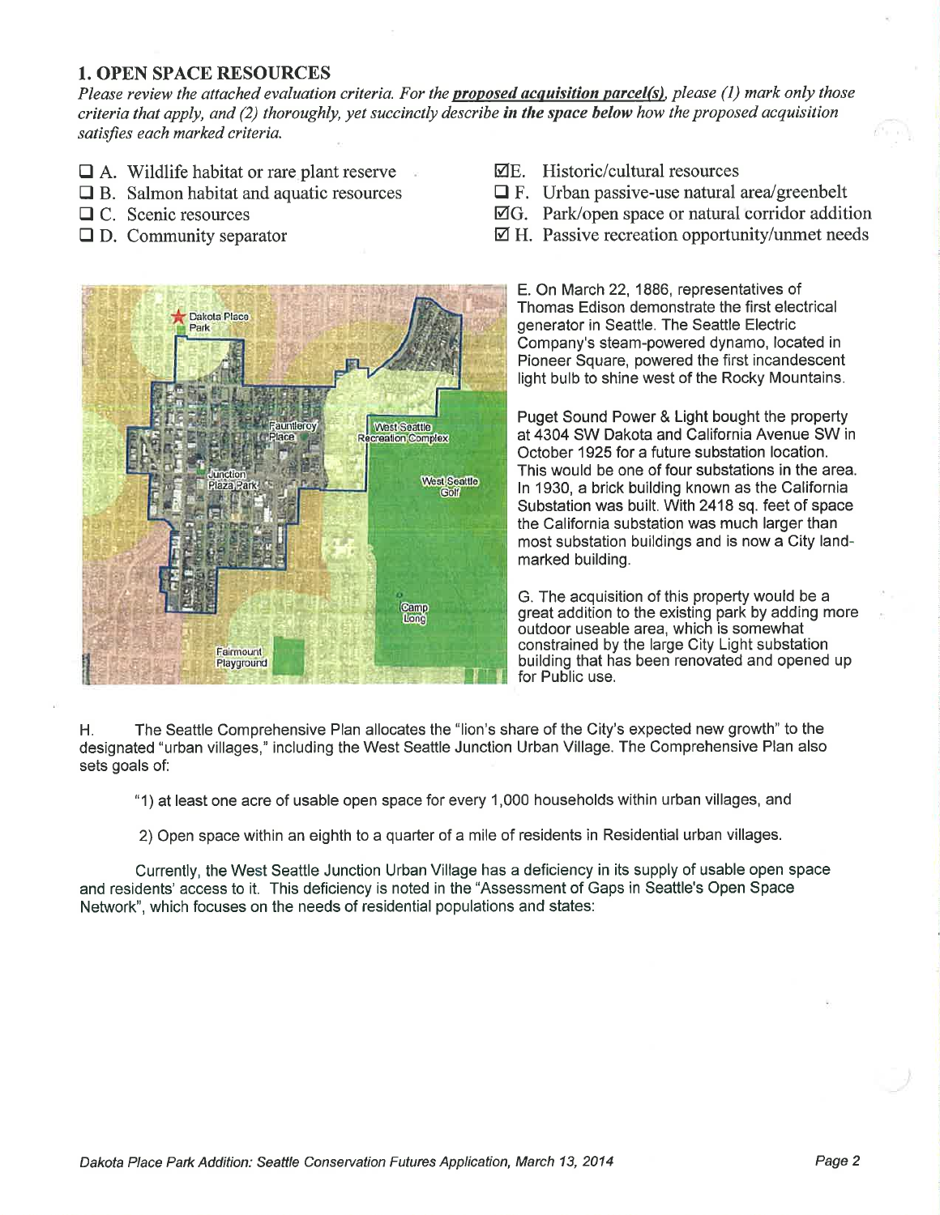## 1. OPEN SPACE RESOURCES

*Please review the attached evaluation criteria. For the **proposed acquisition parcel(s)**, please (1) mark only those criteria that apply, and (2) thoroughly, yet succinctly describe **in the space below** how the proposed acquisition satisfies each marked criteria.*

- ☐ A. Wildlife habitat or rare plant reserve
- ☐ B. Salmon habitat and aquatic resources
- ☐ C. Scenic resources
- ☐ D. Community separator
- ☑ E. Historic/cultural resources
- ☐ F. Urban passive-use natural area/greenbelt
- ☑ G. Park/open space or natural corridor addition
- ☑ H. Passive recreation opportunity/unmet needs

E. On March 22, 1886, representatives of Thomas Edison demonstrate the first electrical generator in Seattle. The Seattle Electric Company's steam-powered dynamo, located in Pioneer Square, powered the first incandescent light bulb to shine west of the Rocky Mountains.

Puget Sound Power & Light bought the property at 4304 SW Dakota and California Avenue SW in October 1925 for a future substation location. This would be one of four substations in the area. In 1930, a brick building known as the California Substation was built. With 2418 sq. feet of space the California substation was much larger than most substation buildings and is now a City land-marked building.

G. The acquisition of this property would be a great addition to the existing park by adding more outdoor useable area, which is somewhat constrained by the large City Light substation building that has been renovated and opened up for Public use.

H. The Seattle Comprehensive Plan allocates the "lion's share of the City's expected new growth" to the designated "urban villages," including the West Seattle Junction Urban Village. The Comprehensive Plan also sets goals of:

"1) at least one acre of usable open space for every 1,000 households within urban villages, and

2) Open space within an eighth to a quarter of a mile of residents in Residential urban villages.

Currently, the West Seattle Junction Urban Village has a deficiency in its supply of usable open space and residents' access to it. This deficiency is noted in the "Assessment of Gaps in Seattle's Open Space Network", which focuses on the needs of residential populations and states: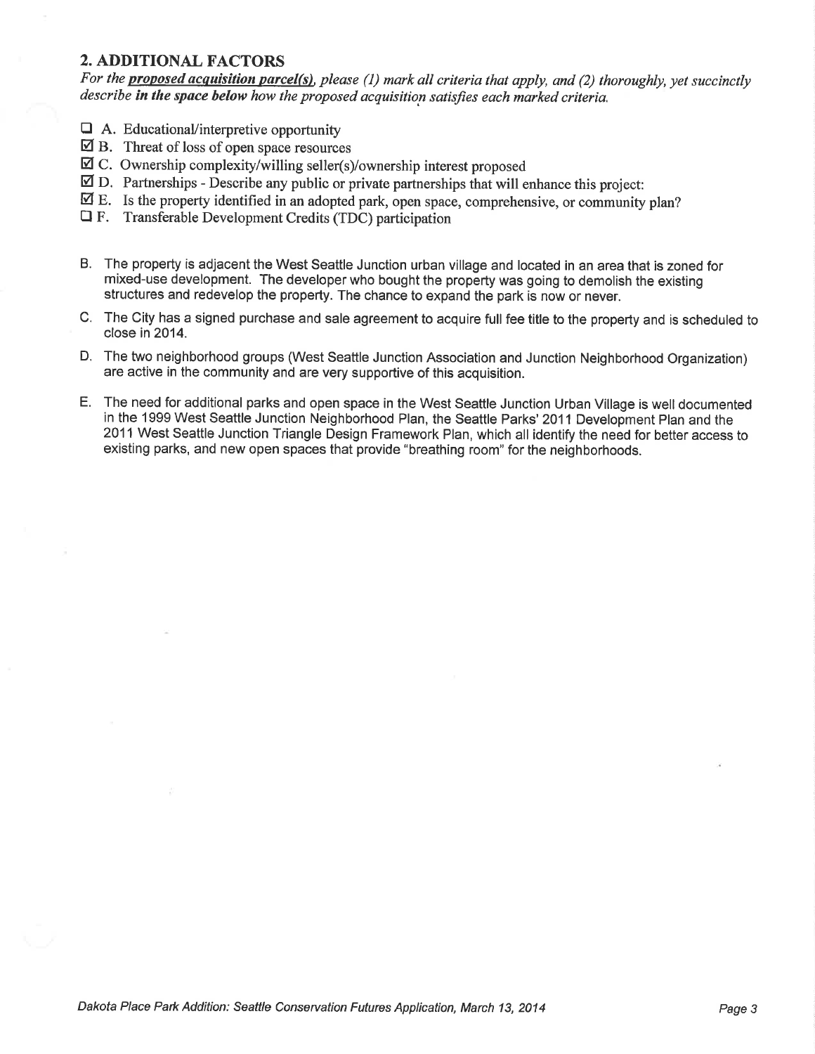## 2. ADDITIONAL FACTORS

*For the **proposed acquisition parcel(s)**, please (1) mark all criteria that apply, and (2) thoroughly, yet succinctly describe **in the space below** how the proposed acquisition satisfies each marked criteria.*

- ☐ A. Educational/interpretive opportunity
- ☑ B. Threat of loss of open space resources
- ☑ C. Ownership complexity/willing seller(s)/ownership interest proposed
- ☑ D. Partnerships - Describe any public or private partnerships that will enhance this project:
- ☑ E. Is the property identified in an adopted park, open space, comprehensive, or community plan?
- ☐ F. Transferable Development Credits (TDC) participation

B. The property is adjacent the West Seattle Junction urban village and located in an area that is zoned for mixed-use development. The developer who bought the property was going to demolish the existing structures and redevelop the property. The chance to expand the park is now or never.

C. The City has a signed purchase and sale agreement to acquire full fee title to the property and is scheduled to close in 2014.

D. The two neighborhood groups (West Seattle Junction Association and Junction Neighborhood Organization) are active in the community and are very supportive of this acquisition.

E. The need for additional parks and open space in the West Seattle Junction Urban Village is well documented in the 1999 West Seattle Junction Neighborhood Plan, the Seattle Parks' 2011 Development Plan and the 2011 West Seattle Junction Triangle Design Framework Plan, which all identify the need for better access to existing parks, and new open spaces that provide "breathing room" for the neighborhoods.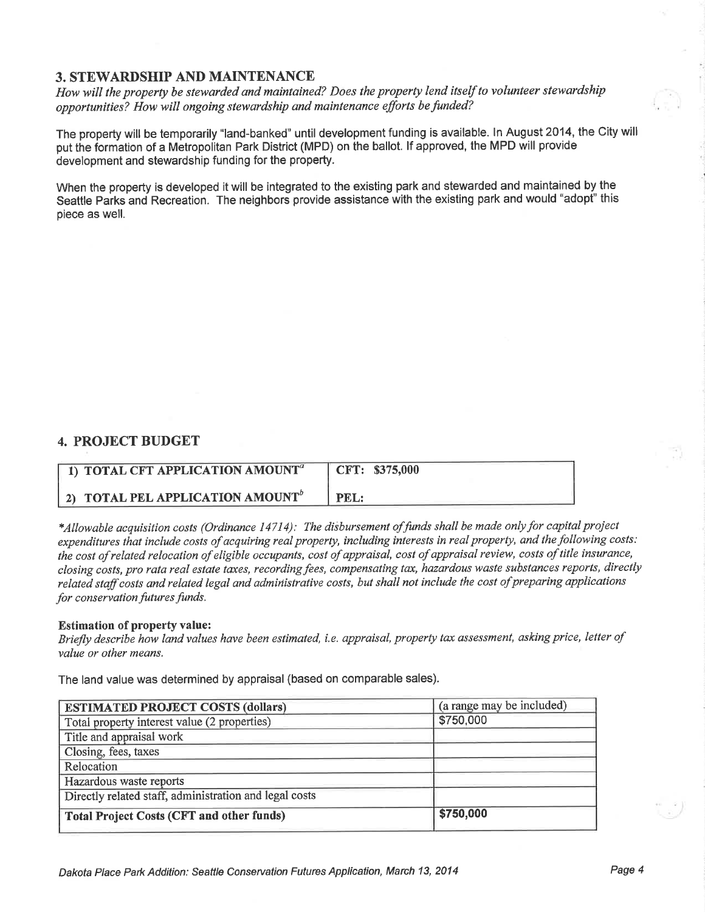## 3. STEWARDSHIP AND MAINTENANCE

*How will the property be stewarded and maintained? Does the property lend itself to volunteer stewardship opportunities? How will ongoing stewardship and maintenance efforts be funded?*

The property will be temporarily "land-banked" until development funding is available. In August 2014, the City will put the formation of a Metropolitan Park District (MPD) on the ballot. If approved, the MPD will provide development and stewardship funding for the property.

When the property is developed it will be integrated to the existing park and stewarded and maintained by the Seattle Parks and Recreation. The neighbors provide assistance with the existing park and would "adopt" this piece as well.

## 4. PROJECT BUDGET

| | |
|---|---|
| **1) TOTAL CFT APPLICATION AMOUNT[a]** | **CFT: $375,000** |
| **2) TOTAL PEL APPLICATION AMOUNT[b]** | **PEL:** |

*\*Allowable acquisition costs (Ordinance 14714): The disbursement of funds shall be made only for capital project expenditures that include costs of acquiring real property, including interests in real property, and the following costs: the cost of related relocation of eligible occupants, cost of appraisal, cost of appraisal review, costs of title insurance, closing costs, pro rata real estate taxes, recording fees, compensating tax, hazardous waste substances reports, directly related staff costs and related legal and administrative costs, but shall not include the cost of preparing applications for conservation futures funds.*

**Estimation of property value:**

*Briefly describe how land values have been estimated, i.e. appraisal, property tax assessment, asking price, letter of value or other means.*

The land value was determined by appraisal (based on comparable sales).

| ESTIMATED PROJECT COSTS (dollars) | (a range may be included) |
|---|---|
| Total property interest value (2 properties) | $750,000 |
| Title and appraisal work | |
| Closing, fees, taxes | |
| Relocation | |
| Hazardous waste reports | |
| Directly related staff, administration and legal costs | |
| **Total Project Costs (CFT and other funds)** | **$750,000** |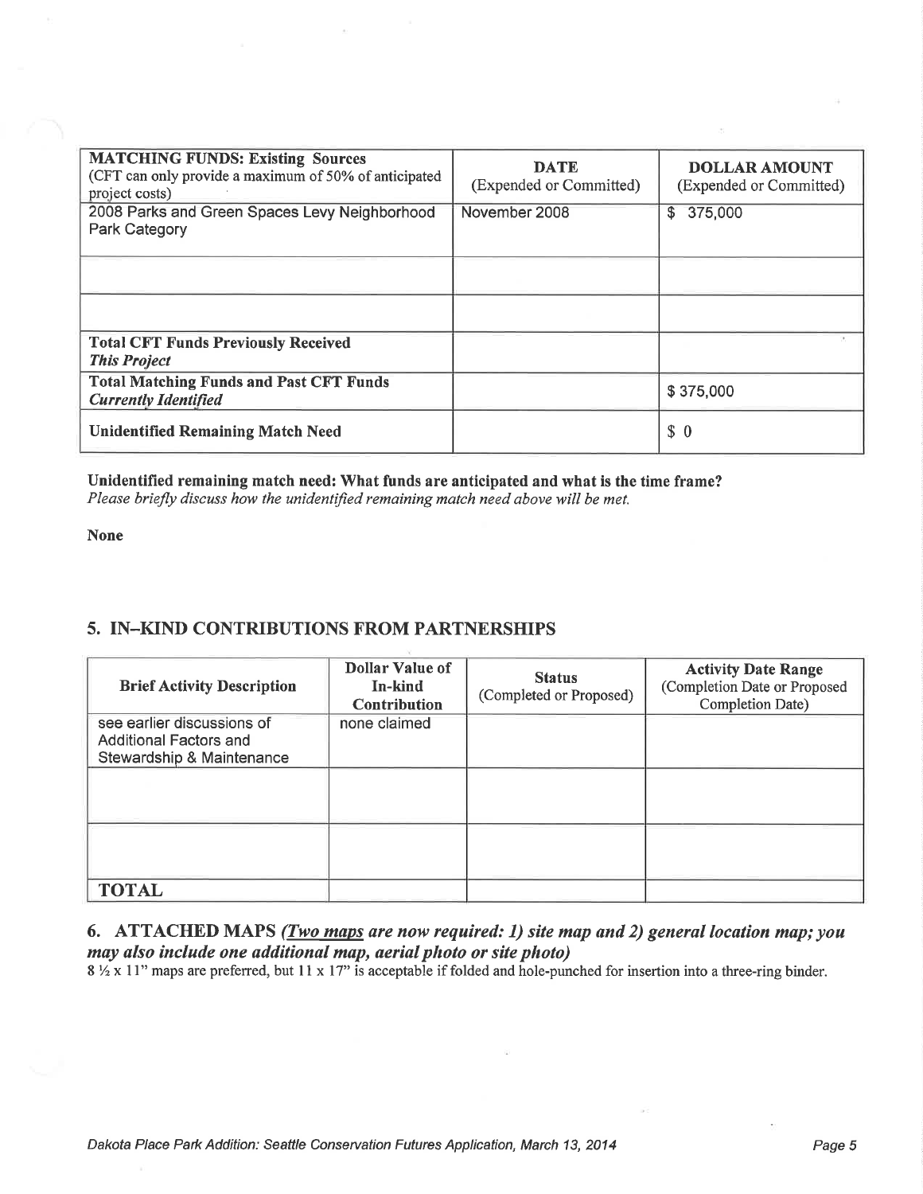| **MATCHING FUNDS: Existing Sources** (CFT can only provide a maximum of 50% of anticipated project costs) | **DATE** (Expended or Committed) | **DOLLAR AMOUNT** (Expended or Committed) |
|---|---|---|
| 2008 Parks and Green Spaces Levy Neighborhood Park Category | November 2008 | $ 375,000 |
| | | |
| | | |
| **Total CFT Funds Previously Received** ***This Project*** | | |
| **Total Matching Funds and Past CFT Funds** ***Currently Identified*** | | $ 375,000 |
| **Unidentified Remaining Match Need** | | $ 0 |

**Unidentified remaining match need: What funds are anticipated and what is the time frame?**
*Please briefly discuss how the unidentified remaining match need above will be met.*

**None**

## 5. IN–KIND CONTRIBUTIONS FROM PARTNERSHIPS

| **Brief Activity Description** | **Dollar Value of In-kind Contribution** | **Status** (Completed or Proposed) | **Activity Date Range** (Completion Date or Proposed Completion Date) |
|---|---|---|---|
| see earlier discussions of Additional Factors and Stewardship & Maintenance | none claimed | | |
| | | | |
| | | | |
| **TOTAL** | | | |

## 6. ATTACHED MAPS *(Two maps are now required: 1) site map and 2) general location map; you may also include one additional map, aerial photo or site photo)*

8 ½ x 11" maps are preferred, but 11 x 17" is acceptable if folded and hole-punched for insertion into a three-ring binder.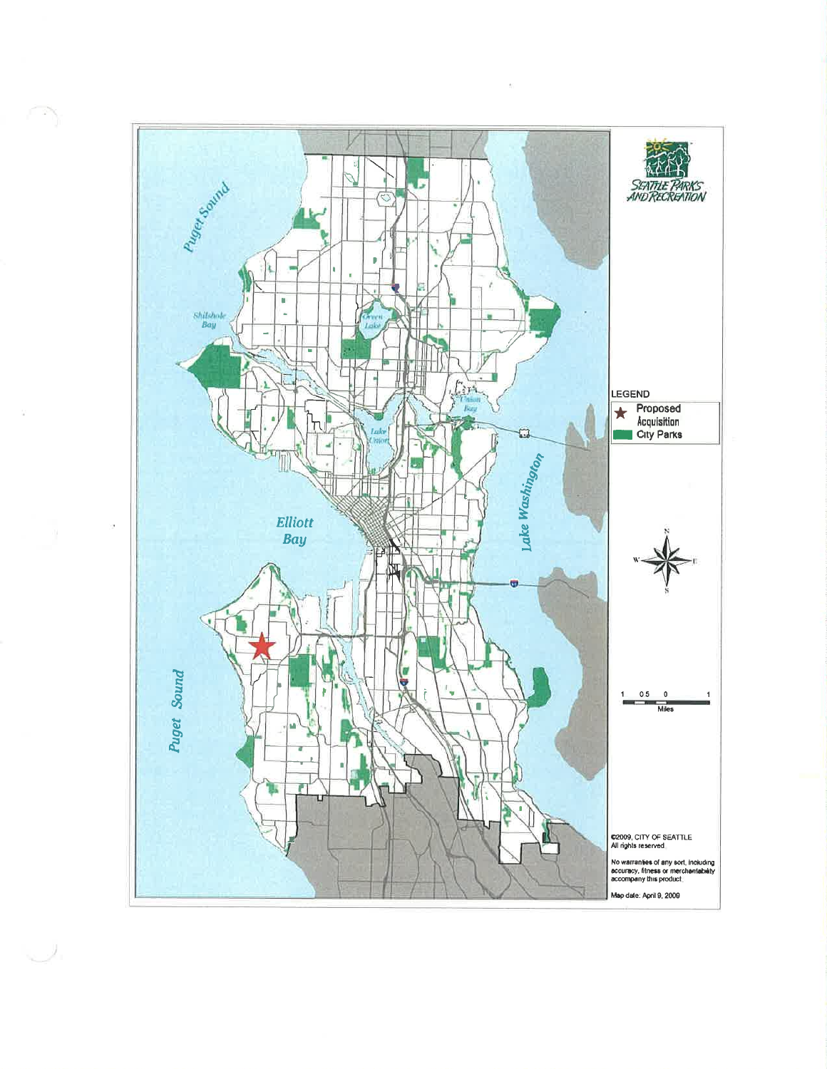SEATTLE PARKS AND RECREATION

Puget Sound

Shilshole Bay

Green Lake

Union Bay

Lake Union

Elliott Bay

Lake Washington

Puget Sound

**LEGEND**

- ★ Proposed Acquisition
- City Parks

1 0.5 0 1
Miles

©2009, CITY OF SEATTLE
All rights reserved

No warranties of any sort, including accuracy, fitness or merchantability accompany this product.

Map date: April 9, 2009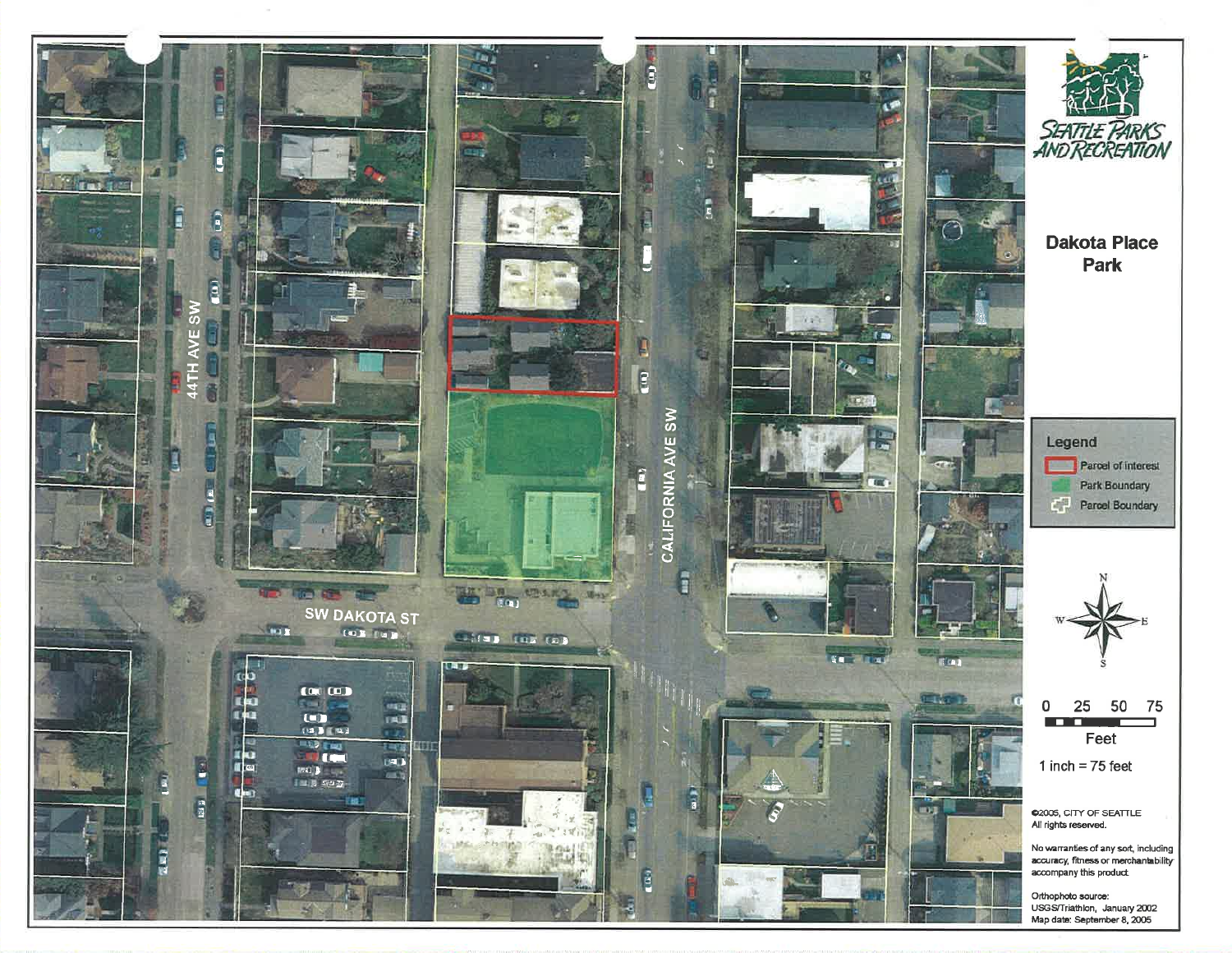SEATTLE PARKS AND RECREATION

## Dakota Place Park

Legend

Parcel of interest

Park Boundary

Parcel Boundary

44TH AVE SW

CALIFORNIA AVE SW

SW DAKOTA ST

N

W

E

S

0 25 50 75

Feet

1 inch = 75 feet

©2005, CITY OF SEATTLE
All rights reserved.

No warranties of any sort, including accuracy, fitness or merchantability accompany this product.

Orthophoto source:
USGS/Triathlon, January 2002
Map date: September 8, 2005